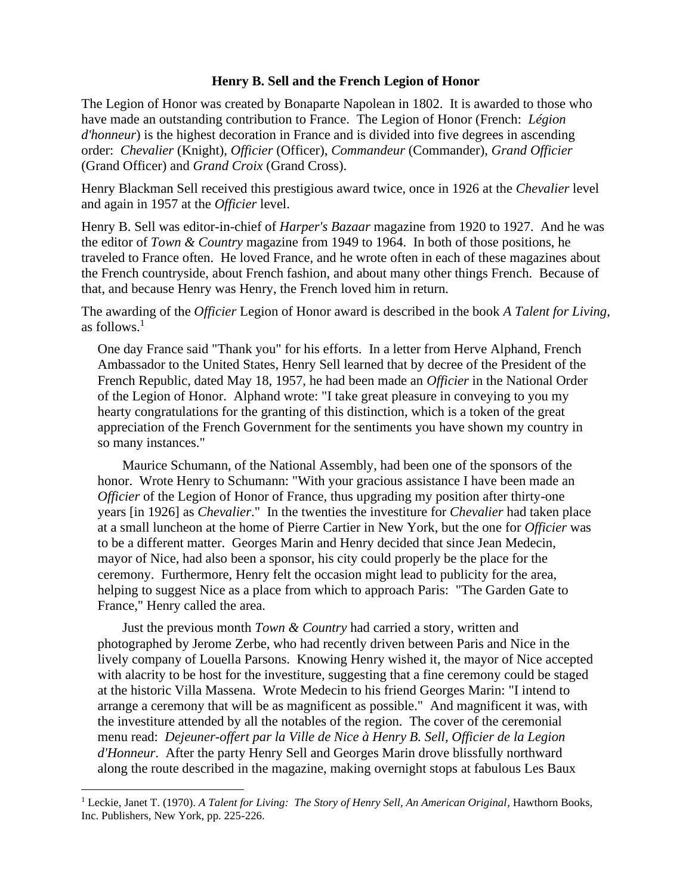**Henry B. Sell and the French Legion of Honor**

The Legion of Honor was created by Bonaparte Napolean in 1802. It is awarded to those who have made an outstanding contribution to France. The Legion of Honor (French: *Légion d'honneur*) is the highest decoration in France and is divided into five degrees in ascending order: *Chevalier* (Knight), *Officier* (Officer), *Commandeur* (Commander), *Grand Officier* (Grand Officer) and *Grand Croix* (Grand Cross).

Henry Blackman Sell received this prestigious award twice, once in 1926 at the *Chevalier* level and again in 1957 at the *Officier* level.

Henry B. Sell was editor-in-chief of *Harper's Bazaar* magazine from 1920 to 1927. And he was the editor of *Town & Country* magazine from 1949 to 1964. In both of those positions, he traveled to France often. He loved France, and he wrote often in each of these magazines about the French countryside, about French fashion, and about many other things French. Because of that, and because Henry was Henry, the French loved him in return.

The awarding of the *Officier* Legion of Honor award is described in the book *A Talent for Living*, as follows.[1]

> One day France said "Thank you" for his efforts. In a letter from Herve Alphand, French Ambassador to the United States, Henry Sell learned that by decree of the President of the French Republic, dated May 18, 1957, he had been made an *Officier* in the National Order of the Legion of Honor. Alphand wrote: "I take great pleasure in conveying to you my hearty congratulations for the granting of this distinction, which is a token of the great appreciation of the French Government for the sentiments you have shown my country in so many instances."
>
> Maurice Schumann, of the National Assembly, had been one of the sponsors of the honor. Wrote Henry to Schumann: "With your gracious assistance I have been made an *Officier* of the Legion of Honor of France, thus upgrading my position after thirty-one years [in 1926] as *Chevalier*." In the twenties the investiture for *Chevalier* had taken place at a small luncheon at the home of Pierre Cartier in New York, but the one for *Officier* was to be a different matter. Georges Marin and Henry decided that since Jean Medecin, mayor of Nice, had also been a sponsor, his city could properly be the place for the ceremony. Furthermore, Henry felt the occasion might lead to publicity for the area, helping to suggest Nice as a place from which to approach Paris: "The Garden Gate to France," Henry called the area.
>
> Just the previous month *Town & Country* had carried a story, written and photographed by Jerome Zerbe, who had recently driven between Paris and Nice in the lively company of Louella Parsons. Knowing Henry wished it, the mayor of Nice accepted with alacrity to be host for the investiture, suggesting that a fine ceremony could be staged at the historic Villa Massena. Wrote Medecin to his friend Georges Marin: "I intend to arrange a ceremony that will be as magnificent as possible." And magnificent it was, with the investiture attended by all the notables of the region. The cover of the ceremonial menu read: *Dejeuner-offert par la Ville de Nice à Henry B. Sell, Officier de la Legion d'Honneur*. After the party Henry Sell and Georges Marin drove blissfully northward along the route described in the magazine, making overnight stops at fabulous Les Baux

[1] Leckie, Janet T. (1970). *A Talent for Living: The Story of Henry Sell, An American Original*, Hawthorn Books, Inc. Publishers, New York, pp. 225-226.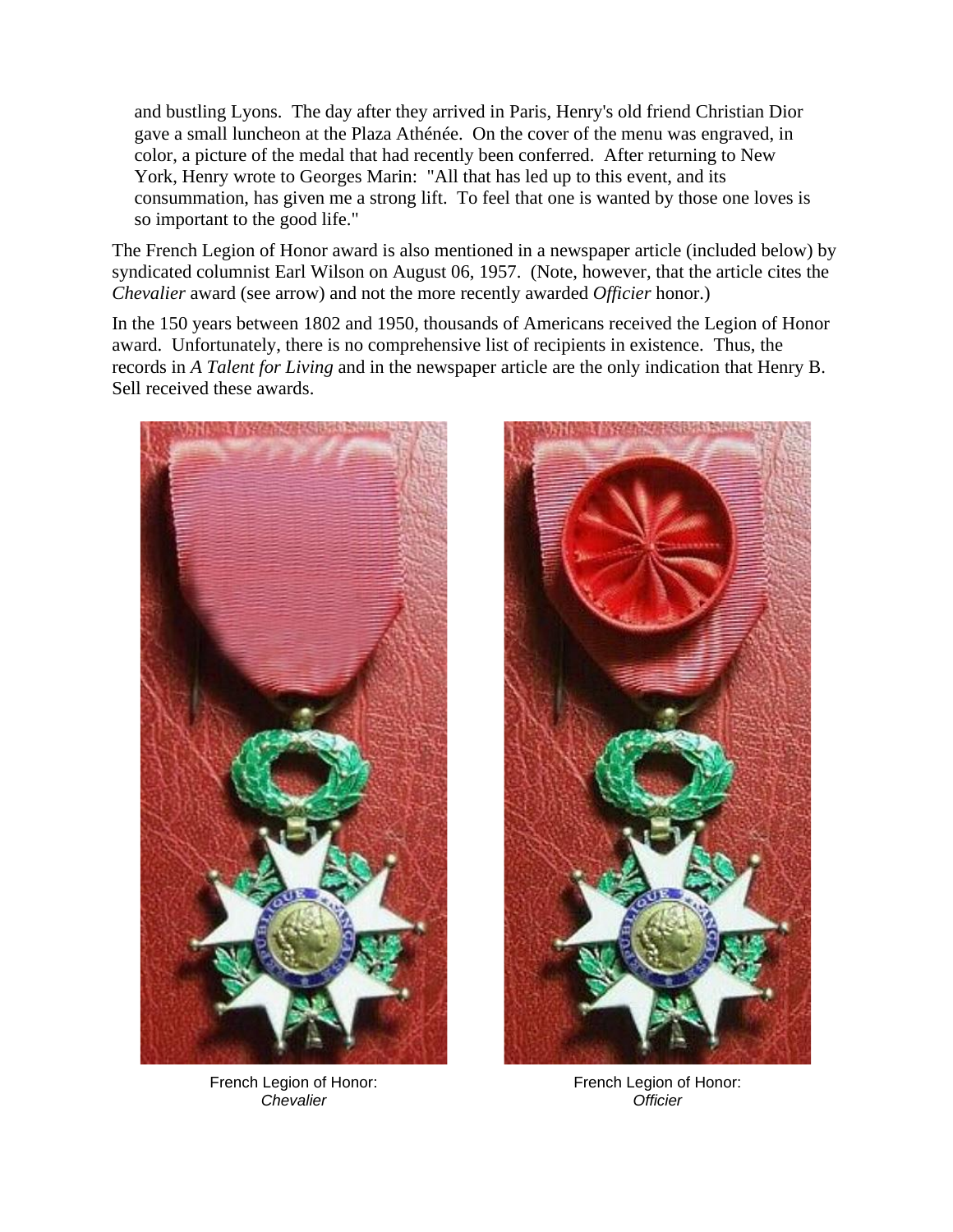> and bustling Lyons. The day after they arrived in Paris, Henry's old friend Christian Dior gave a small luncheon at the Plaza Athénée. On the cover of the menu was engraved, in color, a picture of the medal that had recently been conferred. After returning to New York, Henry wrote to Georges Marin: "All that has led up to this event, and its consummation, has given me a strong lift. To feel that one is wanted by those one loves is so important to the good life."

The French Legion of Honor award is also mentioned in a newspaper article (included below) by syndicated columnist Earl Wilson on August 06, 1957. (Note, however, that the article cites the *Chevalier* award (see arrow) and not the more recently awarded *Officier* honor.)

In the 150 years between 1802 and 1950, thousands of Americans received the Legion of Honor award. Unfortunately, there is no comprehensive list of recipients in existence. Thus, the records in *A Talent for Living* and in the newspaper article are the only indication that Henry B. Sell received these awards.

French Legion of Honor: *Chevalier*

French Legion of Honor: *Officier*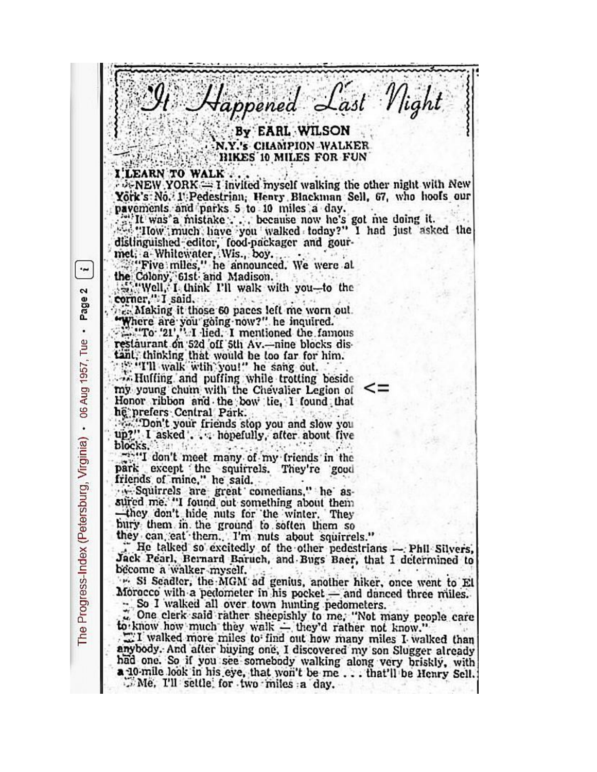# It Happened Last Night

**By EARL WILSON**

**N.Y.'s CHAMPION WALKER HIKES 10 MILES FOR FUN**

**I LEARN TO WALK . . .**

NEW YORK — I invited myself walking the other night with New York's No. 1 Pedestrian, Henry Blackman Sell, 67, who hoofs our pavements and parks 5 to 10 miles a day.

It was a mistake . . . because now he's got me doing it.

"How much have you walked today?" I had just asked the distinguished editor, food-packager and gourmet, a Whitewater, Wis., boy.

"Five miles," he announced. We were at the Colony, 61st and Madison.

"Well, I think I'll walk with you—to the corner," I said.

Making it those 60 paces left me worn out.

"Where are you going now?" he inquired.

"To '21'," I lied. I mentioned the famous restaurant on 52d off 5th Av.—nine blocks distant, thinking that would be too far for him.

"I'll walk wtih you!" he sang out.

Huffing and puffing while trotting beside my young chum with the Chevalier Legion of Honor ribbon and the bow tie, I found that he prefers Central Park.

"Don't your friends stop you and slow you up?" I asked . . . hopefully, after about five blocks.

"I don't meet many of my friends in the park except the squirrels. They're good friends of mine," he said.

"Squirrels are great comedians," he assured me. "I found out something about them—they don't hide nuts for the winter. They bury them in the ground to soften them so they can eat them. I'm nuts about squirrels."

He talked so excitedly of the other pedestrians — Phil Silvers, Jack Pearl, Bernard Baruch, and Bugs Baer, that I determined to become a walker myself.

Si Seadler, the MGM ad genius, another hiker, once went to El Morocco with a pedometer in his pocket — and danced three miles.

So I walked all over town hunting pedometers.

One clerk said rather sheepishly to me, "Not many people care to know how much they walk — they'd rather not know."

I walked more miles to find out how many miles I walked than anybody. And after buying one, I discovered my son Slugger already had one. So if you see somebody walking along very briskly, with a 10-mile look in his eye, that won't be me . . . that'll be Henry Sell.

Me, I'll settle for two miles a day.